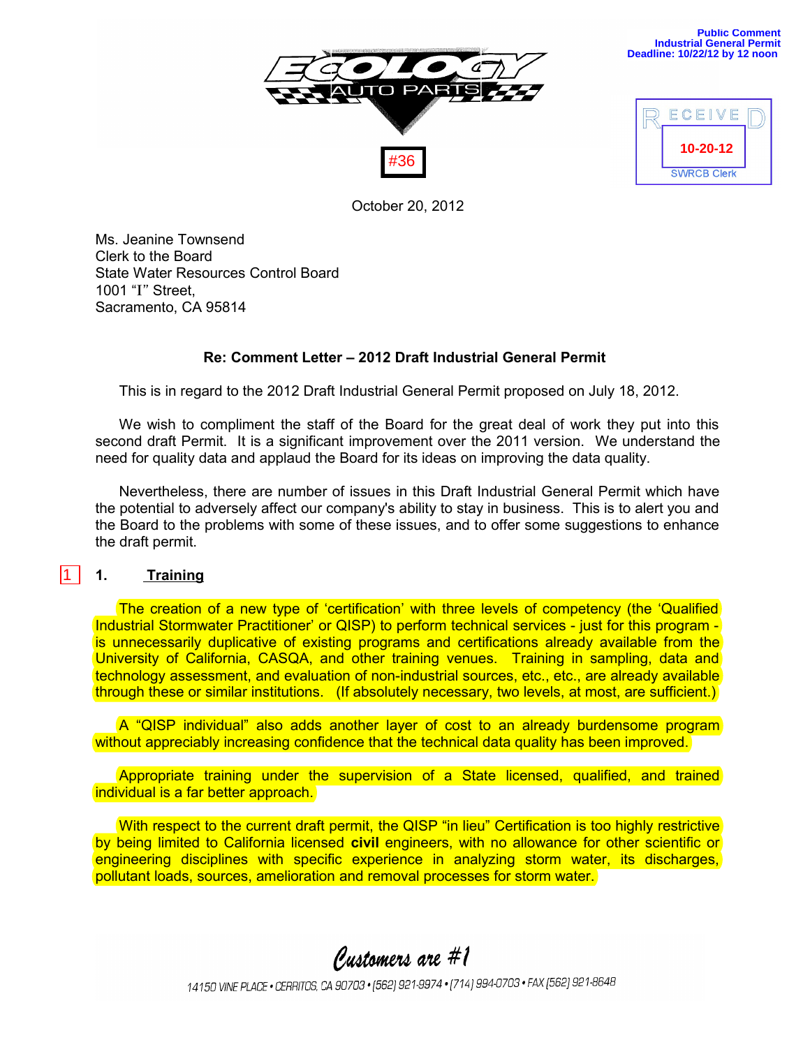Public Comment
Industrial General Permit
Deadline: 10/22/12 by 12 noon

ECOLOGY AUTO PARTS

#36

RECEIVED
10-20-12
SWRCB Clerk

October 20, 2012

Ms. Jeanine Townsend
Clerk to the Board
State Water Resources Control Board
1001 "I" Street,
Sacramento, CA 95814

**Re: Comment Letter – 2012 Draft Industrial General Permit**

This is in regard to the 2012 Draft Industrial General Permit proposed on July 18, 2012.

We wish to compliment the staff of the Board for the great deal of work they put into this second draft Permit. It is a significant improvement over the 2011 version. We understand the need for quality data and applaud the Board for its ideas on improving the data quality.

Nevertheless, there are number of issues in this Draft Industrial General Permit which have the potential to adversely affect our company's ability to stay in business. This is to alert you and the Board to the problems with some of these issues, and to offer some suggestions to enhance the draft permit.

1

**1. Training**

The creation of a new type of 'certification' with three levels of competency (the 'Qualified Industrial Stormwater Practitioner' or QISP) to perform technical services - just for this program - is unnecessarily duplicative of existing programs and certifications already available from the University of California, CASQA, and other training venues. Training in sampling, data and technology assessment, and evaluation of non-industrial sources, etc., etc., are already available through these or similar institutions. (If absolutely necessary, two levels, at most, are sufficient.)

A "QISP individual" also adds another layer of cost to an already burdensome program without appreciably increasing confidence that the technical data quality has been improved.

Appropriate training under the supervision of a State licensed, qualified, and trained individual is a far better approach.

With respect to the current draft permit, the QISP "in lieu" Certification is too highly restrictive by being limited to California licensed **civil** engineers, with no allowance for other scientific or engineering disciplines with specific experience in analyzing storm water, its discharges, pollutant loads, sources, amelioration and removal processes for storm water.

*Customers are #1*

14150 VINE PLACE • CERRITOS, CA 90703 • (562) 921-9974 • (714) 994-0703 • FAX (562) 921-8648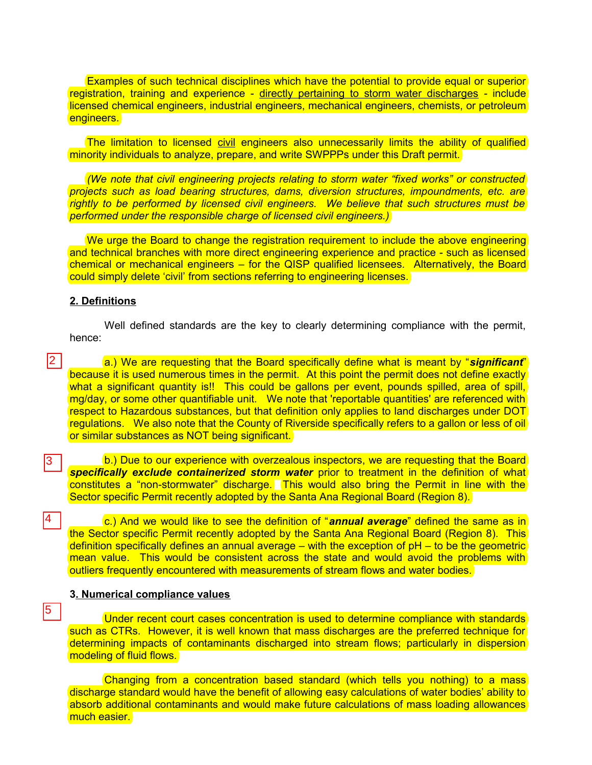Examples of such technical disciplines which have the potential to provide equal or superior registration, training and experience - directly pertaining to storm water discharges - include licensed chemical engineers, industrial engineers, mechanical engineers, chemists, or petroleum engineers.

The limitation to licensed civil engineers also unnecessarily limits the ability of qualified minority individuals to analyze, prepare, and write SWPPPs under this Draft permit.

*(We note that civil engineering projects relating to storm water "fixed works" or constructed projects such as load bearing structures, dams, diversion structures, impoundments, etc. are rightly to be performed by licensed civil engineers. We believe that such structures must be performed under the responsible charge of licensed civil engineers.)*

We urge the Board to change the registration requirement to include the above engineering and technical branches with more direct engineering experience and practice - such as licensed chemical or mechanical engineers – for the QISP qualified licensees. Alternatively, the Board could simply delete 'civil' from sections referring to engineering licenses.

**2. Definitions**

Well defined standards are the key to clearly determining compliance with the permit, hence:

2

a.) We are requesting that the Board specifically define what is meant by "***significant***" because it is used numerous times in the permit. At this point the permit does not define exactly what a significant quantity is!! This could be gallons per event, pounds spilled, area of spill, mg/day, or some other quantifiable unit. We note that 'reportable quantities' are referenced with respect to Hazardous substances, but that definition only applies to land discharges under DOT regulations. We also note that the County of Riverside specifically refers to a gallon or less of oil or similar substances as NOT being significant.

3

b.) Due to our experience with overzealous inspectors, we are requesting that the Board ***specifically exclude containerized storm water*** prior to treatment in the definition of what constitutes a "non-stormwater" discharge. This would also bring the Permit in line with the Sector specific Permit recently adopted by the Santa Ana Regional Board (Region 8).

4

c.) And we would like to see the definition of "***annual average***" defined the same as in the Sector specific Permit recently adopted by the Santa Ana Regional Board (Region 8). This definition specifically defines an annual average – with the exception of pH – to be the geometric mean value. This would be consistent across the state and would avoid the problems with outliers frequently encountered with measurements of stream flows and water bodies.

**3. Numerical compliance values**

5

Under recent court cases concentration is used to determine compliance with standards such as CTRs. However, it is well known that mass discharges are the preferred technique for determining impacts of contaminants discharged into stream flows; particularly in dispersion modeling of fluid flows.

Changing from a concentration based standard (which tells you nothing) to a mass discharge standard would have the benefit of allowing easy calculations of water bodies' ability to absorb additional contaminants and would make future calculations of mass loading allowances much easier.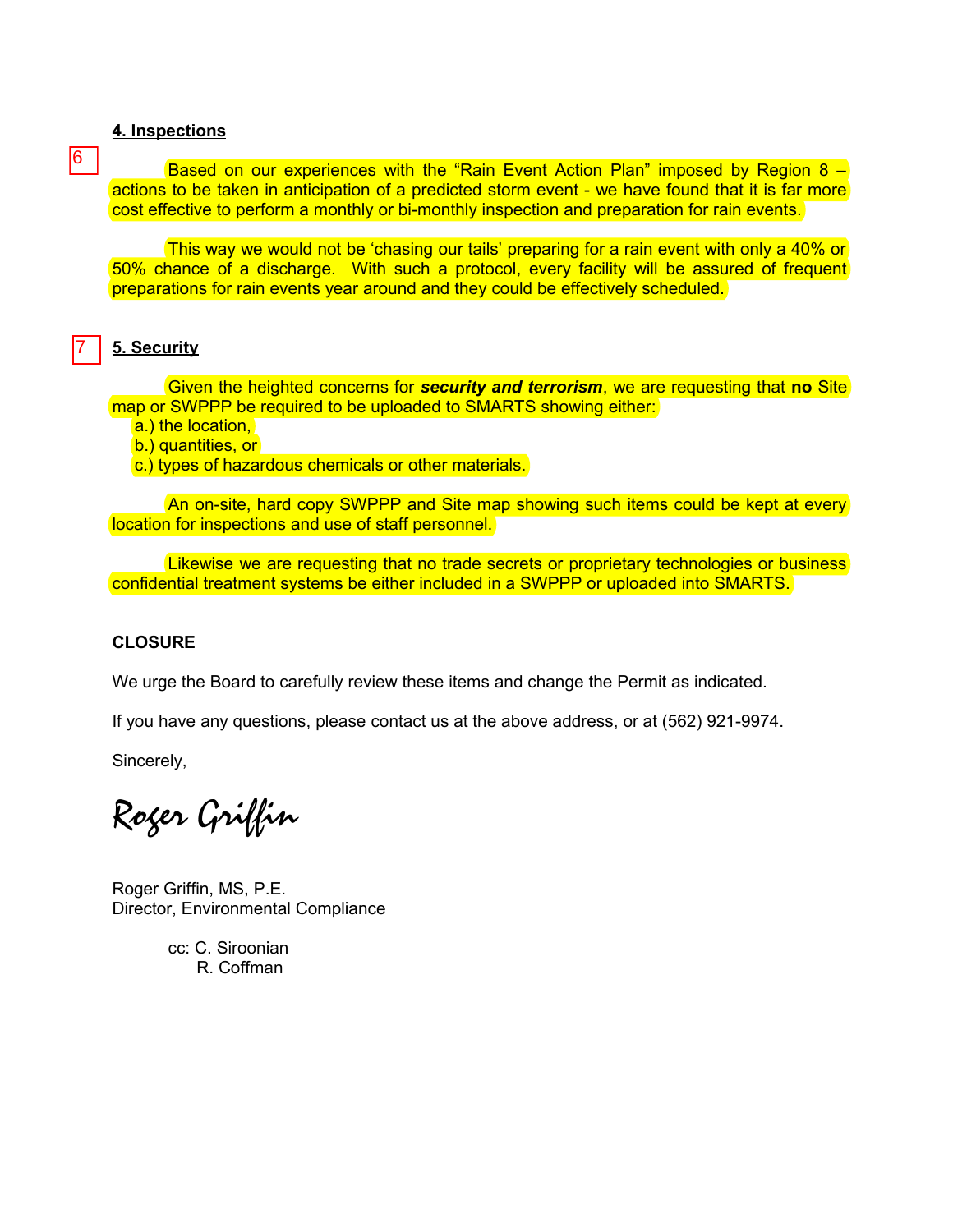#### 4. Inspections

6

Based on our experiences with the "Rain Event Action Plan" imposed by Region 8 – actions to be taken in anticipation of a predicted storm event - we have found that it is far more cost effective to perform a monthly or bi-monthly inspection and preparation for rain events.

This way we would not be 'chasing our tails' preparing for a rain event with only a 40% or 50% chance of a discharge. With such a protocol, every facility will be assured of frequent preparations for rain events year around and they could be effectively scheduled.

7

#### 5. Security

Given the heighted concerns for ***security and terrorism***, we are requesting that **no** Site map or SWPPP be required to be uploaded to SMARTS showing either:

a.) the location,
b.) quantities, or
c.) types of hazardous chemicals or other materials.

An on-site, hard copy SWPPP and Site map showing such items could be kept at every location for inspections and use of staff personnel.

Likewise we are requesting that no trade secrets or proprietary technologies or business confidential treatment systems be either included in a SWPPP or uploaded into SMARTS.

**CLOSURE**

We urge the Board to carefully review these items and change the Permit as indicated.

If you have any questions, please contact us at the above address, or at (562) 921-9974.

Sincerely,

Roger Griffin

Roger Griffin, MS, P.E.
Director, Environmental Compliance

cc: C. Siroonian
R. Coffman